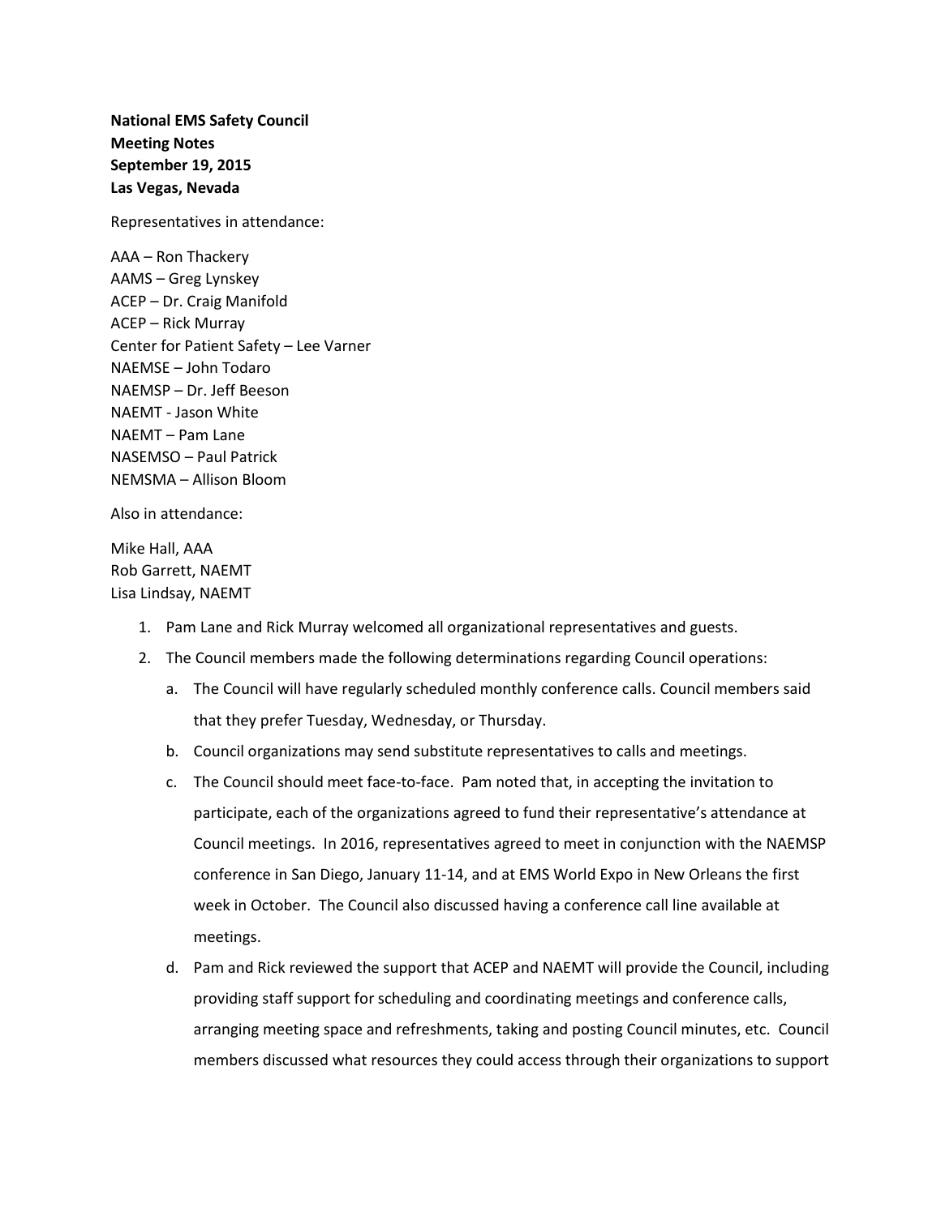**National EMS Safety Council**
**Meeting Notes**
**September 19, 2015**
**Las Vegas, Nevada**

Representatives in attendance:

AAA – Ron Thackery
AAMS – Greg Lynskey
ACEP – Dr. Craig Manifold
ACEP – Rick Murray
Center for Patient Safety – Lee Varner
NAEMSE – John Todaro
NAEMSP – Dr. Jeff Beeson
NAEMT - Jason White
NAEMT – Pam Lane
NASEMSO – Paul Patrick
NEMSMA – Allison Bloom

Also in attendance:

Mike Hall, AAA
Rob Garrett, NAEMT
Lisa Lindsay, NAEMT

1. Pam Lane and Rick Murray welcomed all organizational representatives and guests.
2. The Council members made the following determinations regarding Council operations:
   a. The Council will have regularly scheduled monthly conference calls. Council members said that they prefer Tuesday, Wednesday, or Thursday.
   b. Council organizations may send substitute representatives to calls and meetings.
   c. The Council should meet face-to-face. Pam noted that, in accepting the invitation to participate, each of the organizations agreed to fund their representative's attendance at Council meetings. In 2016, representatives agreed to meet in conjunction with the NAEMSP conference in San Diego, January 11-14, and at EMS World Expo in New Orleans the first week in October. The Council also discussed having a conference call line available at meetings.
   d. Pam and Rick reviewed the support that ACEP and NAEMT will provide the Council, including providing staff support for scheduling and coordinating meetings and conference calls, arranging meeting space and refreshments, taking and posting Council minutes, etc. Council members discussed what resources they could access through their organizations to support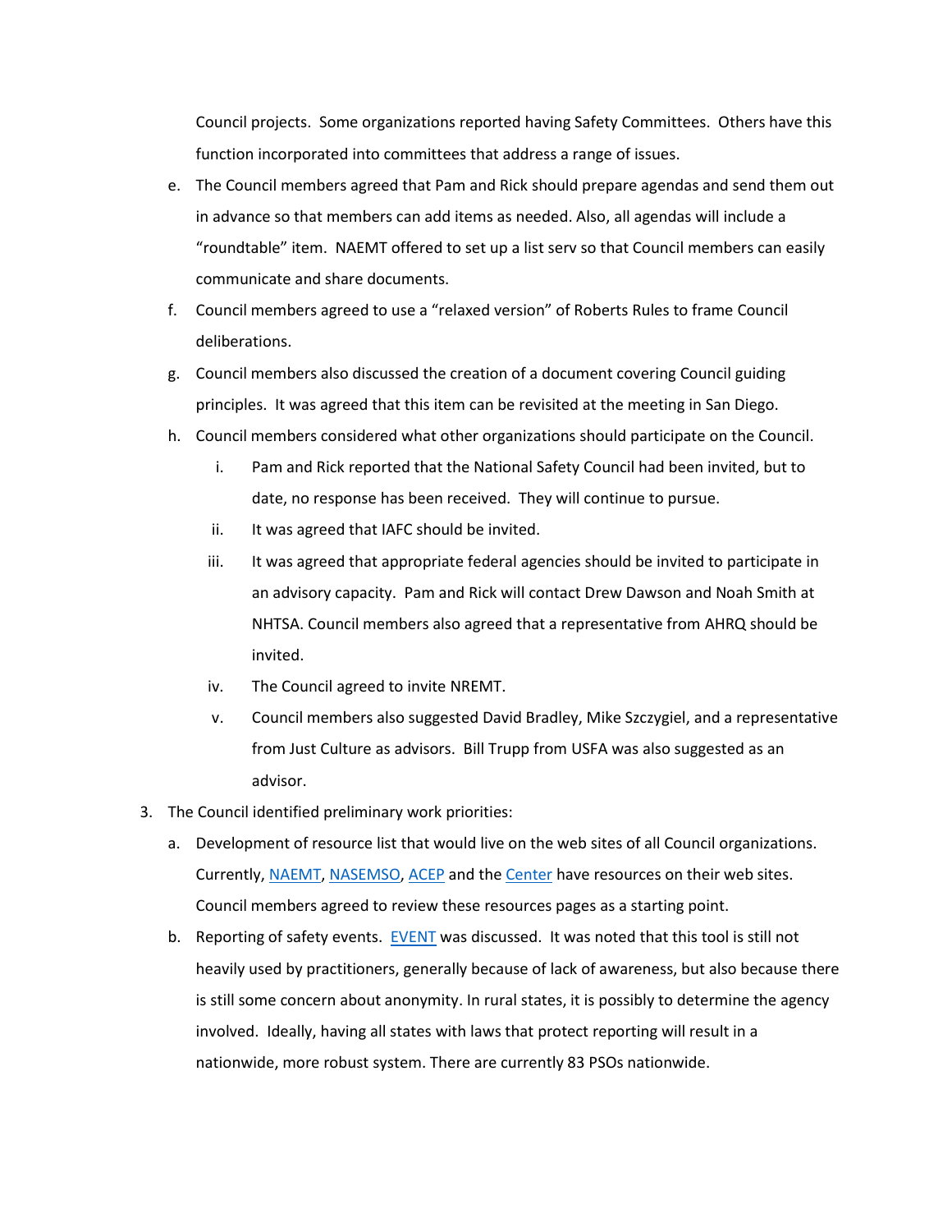Council projects. Some organizations reported having Safety Committees. Others have this function incorporated into committees that address a range of issues.

e. The Council members agreed that Pam and Rick should prepare agendas and send them out in advance so that members can add items as needed. Also, all agendas will include a "roundtable" item. NAEMT offered to set up a list serv so that Council members can easily communicate and share documents.

f. Council members agreed to use a "relaxed version" of Roberts Rules to frame Council deliberations.

g. Council members also discussed the creation of a document covering Council guiding principles. It was agreed that this item can be revisited at the meeting in San Diego.

h. Council members considered what other organizations should participate on the Council.

   i. Pam and Rick reported that the National Safety Council had been invited, but to date, no response has been received. They will continue to pursue.

   ii. It was agreed that IAFC should be invited.

   iii. It was agreed that appropriate federal agencies should be invited to participate in an advisory capacity. Pam and Rick will contact Drew Dawson and Noah Smith at NHTSA. Council members also agreed that a representative from AHRQ should be invited.

   iv. The Council agreed to invite NREMT.

   v. Council members also suggested David Bradley, Mike Szczygiel, and a representative from Just Culture as advisors. Bill Trupp from USFA was also suggested as an advisor.

3. The Council identified preliminary work priorities:

   a. Development of resource list that would live on the web sites of all Council organizations. Currently, NAEMT, NASEMSO, ACEP and the Center have resources on their web sites. Council members agreed to review these resources pages as a starting point.

   b. Reporting of safety events. EVENT was discussed. It was noted that this tool is still not heavily used by practitioners, generally because of lack of awareness, but also because there is still some concern about anonymity. In rural states, it is possibly to determine the agency involved. Ideally, having all states with laws that protect reporting will result in a nationwide, more robust system. There are currently 83 PSOs nationwide.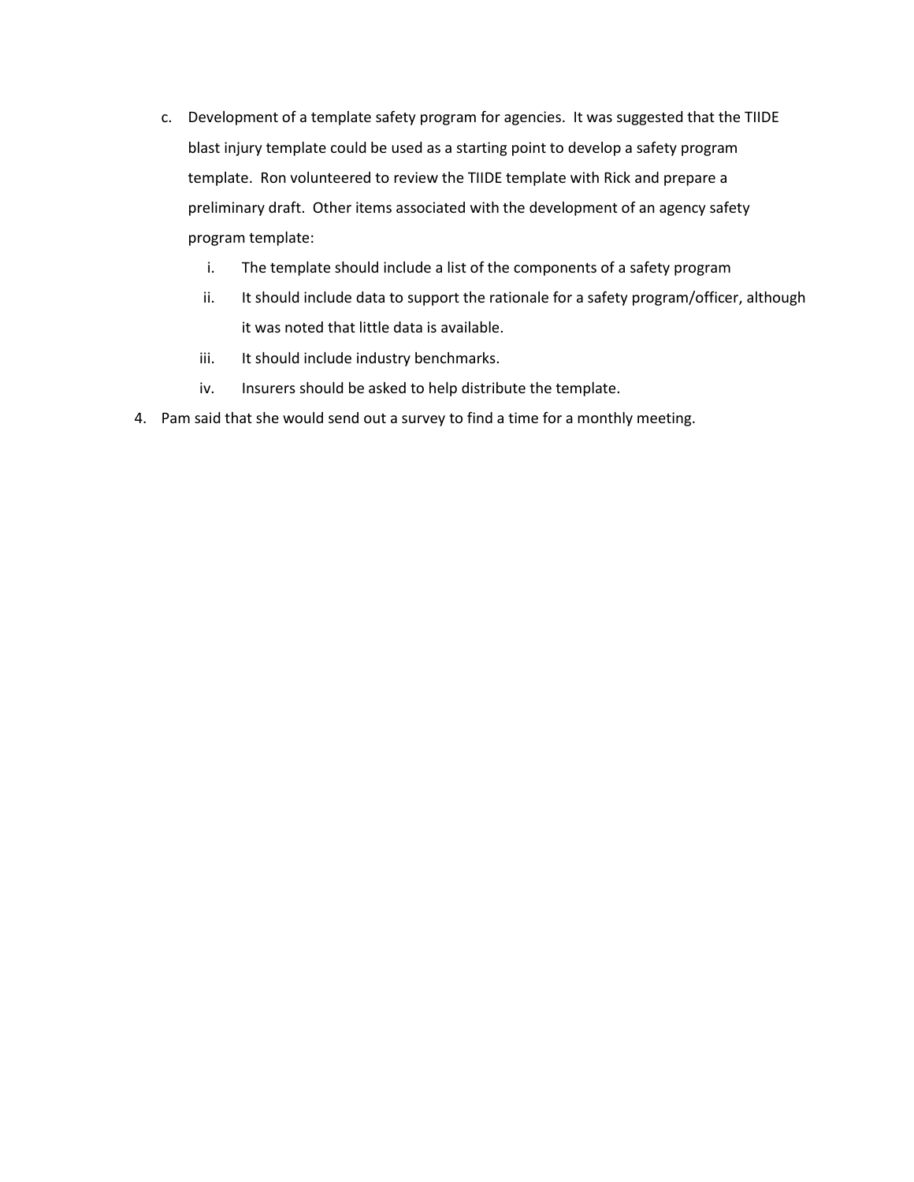c. Development of a template safety program for agencies. It was suggested that the TIIDE blast injury template could be used as a starting point to develop a safety program template. Ron volunteered to review the TIIDE template with Rick and prepare a preliminary draft. Other items associated with the development of an agency safety program template:

   i. The template should include a list of the components of a safety program
   ii. It should include data to support the rationale for a safety program/officer, although it was noted that little data is available.
   iii. It should include industry benchmarks.
   iv. Insurers should be asked to help distribute the template.

4. Pam said that she would send out a survey to find a time for a monthly meeting.